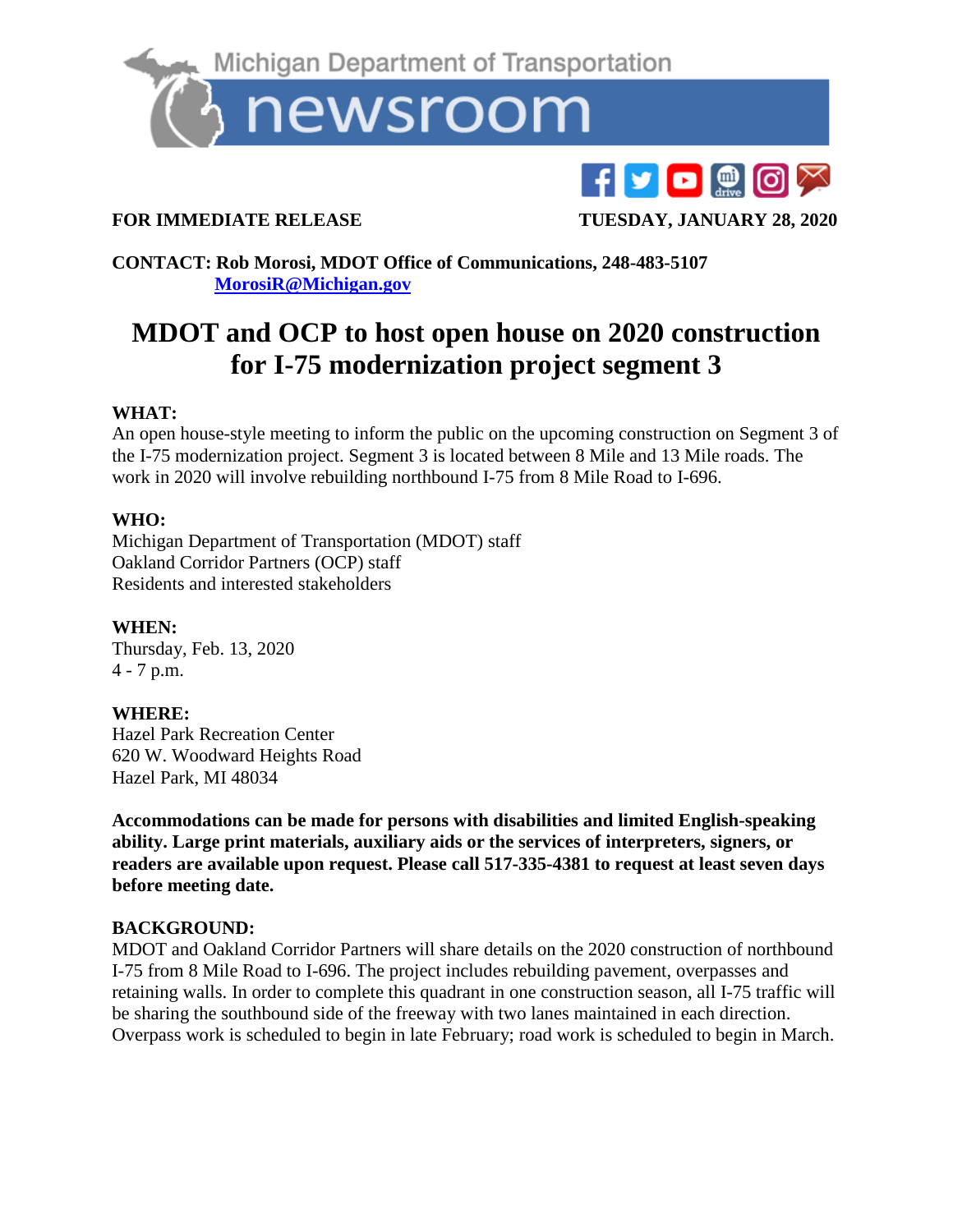Michigan Department of Transportation

# newsroom

**FOR IMMEDIATE RELEASE** **TUESDAY, JANUARY 28, 2020**

**CONTACT: Rob Morosi, MDOT Office of Communications, 248-483-5107**
**MorosiR@Michigan.gov**

# MDOT and OCP to host open house on 2020 construction for I-75 modernization project segment 3

**WHAT:**
An open house-style meeting to inform the public on the upcoming construction on Segment 3 of the I-75 modernization project. Segment 3 is located between 8 Mile and 13 Mile roads. The work in 2020 will involve rebuilding northbound I-75 from 8 Mile Road to I-696.

**WHO:**
Michigan Department of Transportation (MDOT) staff
Oakland Corridor Partners (OCP) staff
Residents and interested stakeholders

**WHEN:**
Thursday, Feb. 13, 2020
4 - 7 p.m.

**WHERE:**
Hazel Park Recreation Center
620 W. Woodward Heights Road
Hazel Park, MI 48034

**Accommodations can be made for persons with disabilities and limited English-speaking ability. Large print materials, auxiliary aids or the services of interpreters, signers, or readers are available upon request. Please call 517-335-4381 to request at least seven days before meeting date.**

**BACKGROUND:**
MDOT and Oakland Corridor Partners will share details on the 2020 construction of northbound I-75 from 8 Mile Road to I-696. The project includes rebuilding pavement, overpasses and retaining walls. In order to complete this quadrant in one construction season, all I-75 traffic will be sharing the southbound side of the freeway with two lanes maintained in each direction. Overpass work is scheduled to begin in late February; road work is scheduled to begin in March.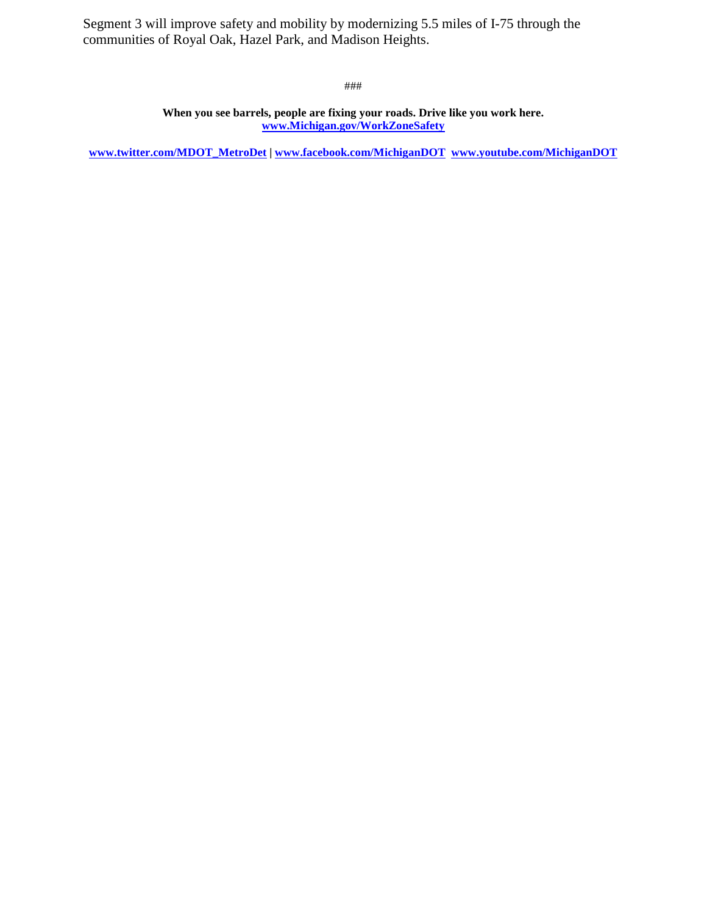Segment 3 will improve safety and mobility by modernizing 5.5 miles of I-75 through the communities of Royal Oak, Hazel Park, and Madison Heights.

###

**When you see barrels, people are fixing your roads. Drive like you work here.**
**www.Michigan.gov/WorkZoneSafety**

**www.twitter.com/MDOT_MetroDet | www.facebook.com/MichiganDOT www.youtube.com/MichiganDOT**